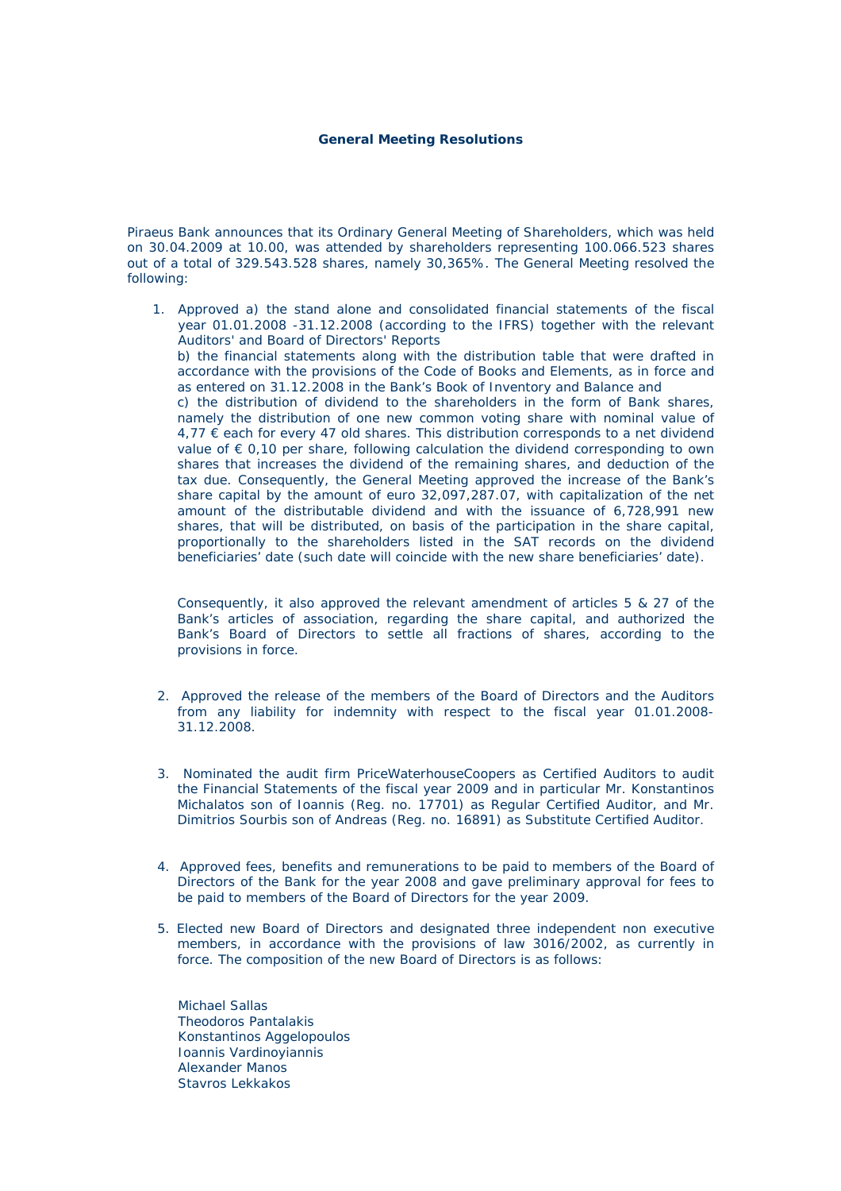**General Meeting Resolutions**

Piraeus Bank announces that its Ordinary General Meeting of Shareholders, which was held on 30.04.2009 at 10.00, was attended by shareholders representing 100.066.523 shares out of a total of 329.543.528 shares, namely 30,365%. The General Meeting resolved the following:

1. Approved a) the stand alone and consolidated financial statements of the fiscal year 01.01.2008 -31.12.2008 (according to the IFRS) together with the relevant Auditors' and Board of Directors' Reports
   b) the financial statements along with the distribution table that were drafted in accordance with the provisions of the Code of Books and Elements, as in force and as entered on 31.12.2008 in the Bank's Book of Inventory and Balance and
   c) the distribution of dividend to the shareholders in the form of Bank shares, namely the distribution of one new common voting share with nominal value of 4,77 € each for every 47 old shares. This distribution corresponds to a net dividend value of € 0,10 per share, following calculation the dividend corresponding to own shares that increases the dividend of the remaining shares, and deduction of the tax due. Consequently, the General Meeting approved the increase of the Bank's share capital by the amount of euro 32,097,287.07, with capitalization of the net amount of the distributable dividend and with the issuance of 6,728,991 new shares, that will be distributed, on basis of the participation in the share capital, proportionally to the shareholders listed in the SAT records on the dividend beneficiaries' date (such date will coincide with the new share beneficiaries' date).

   Consequently, it also approved the relevant amendment of articles 5 & 27 of the Bank's articles of association, regarding the share capital, and authorized the Bank's Board of Directors to settle all fractions of shares, according to the provisions in force.

2. Approved the release of the members of the Board of Directors and the Auditors from any liability for indemnity with respect to the fiscal year 01.01.2008-31.12.2008.

3. Nominated the audit firm PriceWaterhouseCoopers as Certified Auditors to audit the Financial Statements of the fiscal year 2009 and in particular Mr. Konstantinos Michalatos son of Ioannis (Reg. no. 17701) as Regular Certified Auditor, and Mr. Dimitrios Sourbis son of Andreas (Reg. no. 16891) as Substitute Certified Auditor.

4. Approved fees, benefits and remunerations to be paid to members of the Board of Directors of the Bank for the year 2008 and gave preliminary approval for fees to be paid to members of the Board of Directors for the year 2009.

5. Elected new Board of Directors and designated three independent non executive members, in accordance with the provisions of law 3016/2002, as currently in force. The composition of the new Board of Directors is as follows:

   Michael Sallas
   Theodoros Pantalakis
   Konstantinos Aggelopoulos
   Ioannis Vardinoyiannis
   Alexander Manos
   Stavros Lekkakos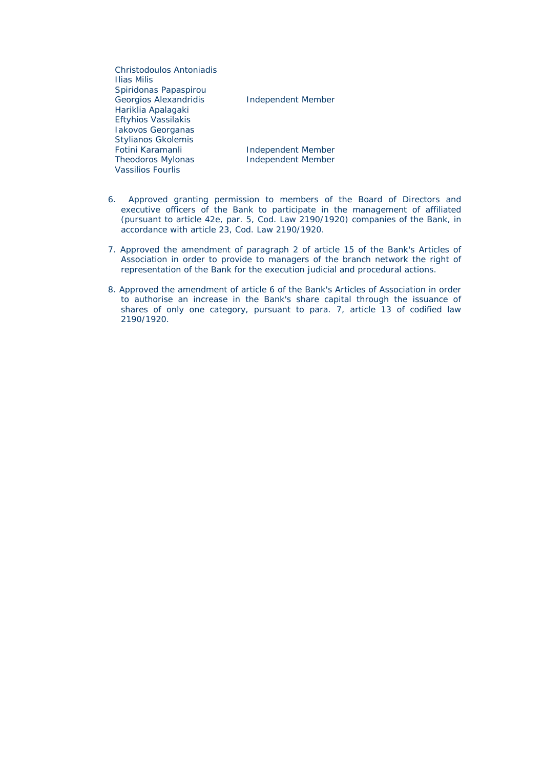| | |
|---|---|
| Christodoulos Antoniadis | |
| Ilias Milis | |
| Spiridonas Papaspirou | |
| Georgios Alexandridis | Independent Member |
| Hariklia Apalagaki | |
| Eftyhios Vassilakis | |
| Iakovos Georganas | |
| Stylianos Gkolemis | |
| Fotini Karamanli | Independent Member |
| Theodoros Mylonas | Independent Member |
| Vassilios Fourlis | |

6. Approved granting permission to members of the Board of Directors and executive officers of the Bank to participate in the management of affiliated (pursuant to article 42e, par. 5, Cod. Law 2190/1920) companies of the Bank, in accordance with article 23, Cod. Law 2190/1920.

7. Approved the amendment of paragraph 2 of article 15 of the Bank's Articles of Association in order to provide to managers of the branch network the right of representation of the Bank for the execution judicial and procedural actions.

8. Approved the amendment of article 6 of the Bank's Articles of Association in order to authorise an increase in the Bank's share capital through the issuance of shares of only one category, pursuant to para. 7, article 13 of codified law 2190/1920.